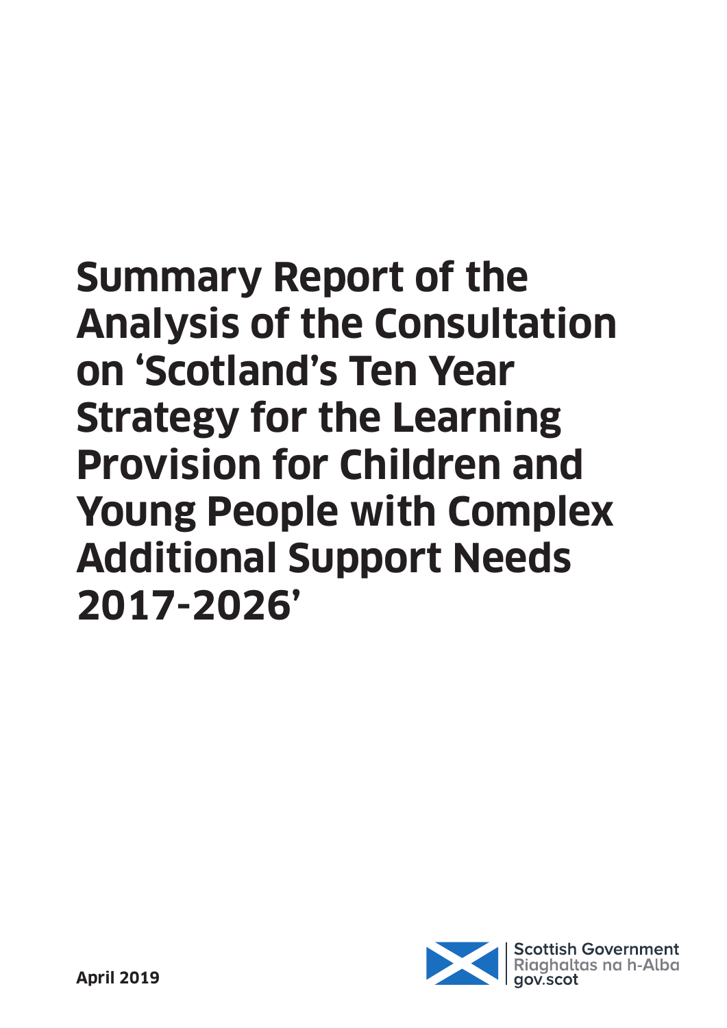# Summary Report of the Analysis of the Consultation on 'Scotland's Ten Year Strategy for the Learning Provision for Children and Young People with Complex Additional Support Needs 2017-2026'

**April 2019**

Scottish Government
Riaghaltas na h-Alba
gov.scot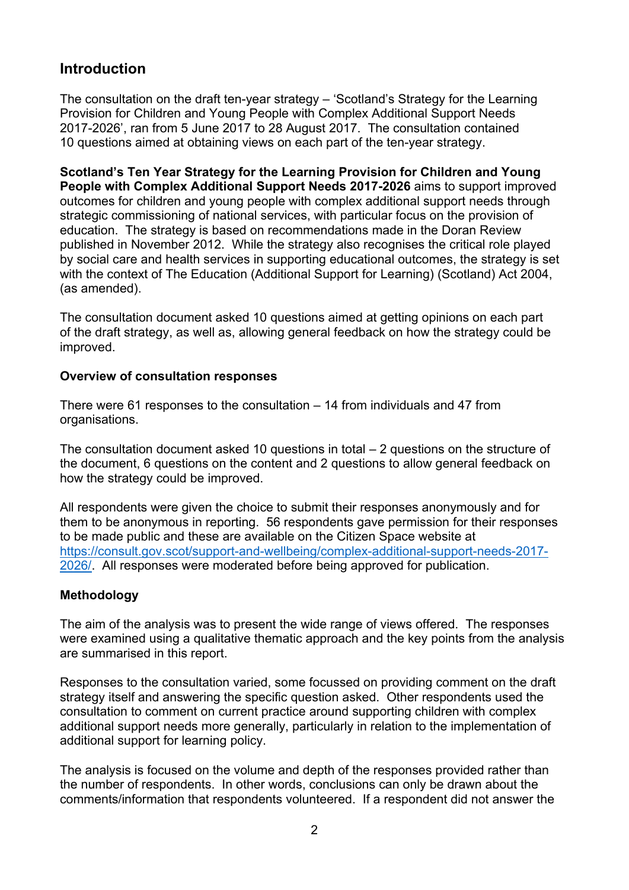## Introduction

The consultation on the draft ten-year strategy – 'Scotland's Strategy for the Learning Provision for Children and Young People with Complex Additional Support Needs 2017-2026', ran from 5 June 2017 to 28 August 2017. The consultation contained 10 questions aimed at obtaining views on each part of the ten-year strategy.

**Scotland's Ten Year Strategy for the Learning Provision for Children and Young People with Complex Additional Support Needs 2017-2026** aims to support improved outcomes for children and young people with complex additional support needs through strategic commissioning of national services, with particular focus on the provision of education. The strategy is based on recommendations made in the Doran Review published in November 2012. While the strategy also recognises the critical role played by social care and health services in supporting educational outcomes, the strategy is set with the context of The Education (Additional Support for Learning) (Scotland) Act 2004, (as amended).

The consultation document asked 10 questions aimed at getting opinions on each part of the draft strategy, as well as, allowing general feedback on how the strategy could be improved.

**Overview of consultation responses**

There were 61 responses to the consultation – 14 from individuals and 47 from organisations.

The consultation document asked 10 questions in total – 2 questions on the structure of the document, 6 questions on the content and 2 questions to allow general feedback on how the strategy could be improved.

All respondents were given the choice to submit their responses anonymously and for them to be anonymous in reporting. 56 respondents gave permission for their responses to be made public and these are available on the Citizen Space website at [https://consult.gov.scot/support-and-wellbeing/complex-additional-support-needs-2017-2026/](https://consult.gov.scot/support-and-wellbeing/complex-additional-support-needs-2017-2026/). All responses were moderated before being approved for publication.

**Methodology**

The aim of the analysis was to present the wide range of views offered. The responses were examined using a qualitative thematic approach and the key points from the analysis are summarised in this report.

Responses to the consultation varied, some focussed on providing comment on the draft strategy itself and answering the specific question asked. Other respondents used the consultation to comment on current practice around supporting children with complex additional support needs more generally, particularly in relation to the implementation of additional support for learning policy.

The analysis is focused on the volume and depth of the responses provided rather than the number of respondents. In other words, conclusions can only be drawn about the comments/information that respondents volunteered. If a respondent did not answer the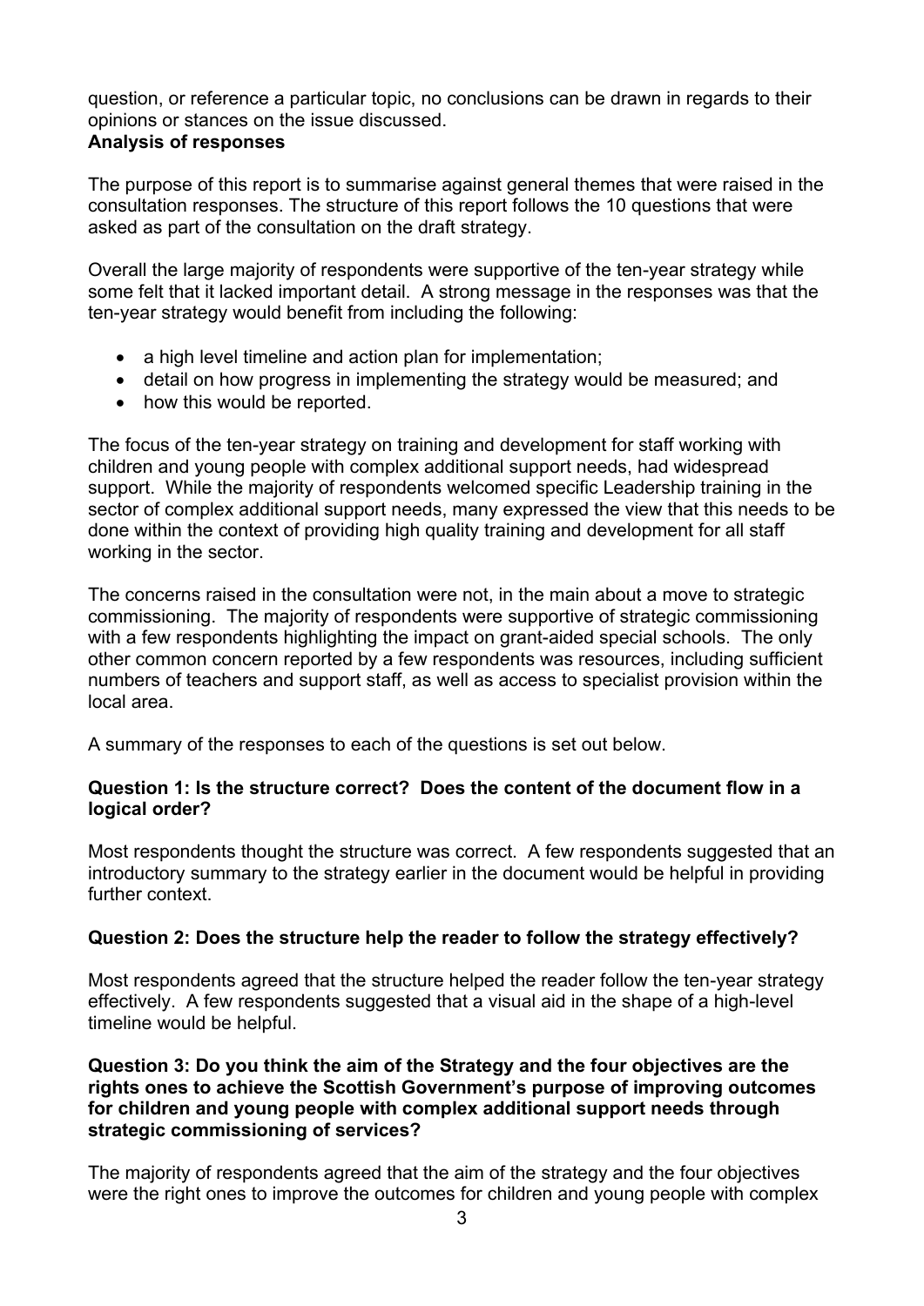question, or reference a particular topic, no conclusions can be drawn in regards to their opinions or stances on the issue discussed.

**Analysis of responses**

The purpose of this report is to summarise against general themes that were raised in the consultation responses. The structure of this report follows the 10 questions that were asked as part of the consultation on the draft strategy.

Overall the large majority of respondents were supportive of the ten-year strategy while some felt that it lacked important detail. A strong message in the responses was that the ten-year strategy would benefit from including the following:

- a high level timeline and action plan for implementation;
- detail on how progress in implementing the strategy would be measured; and
- how this would be reported.

The focus of the ten-year strategy on training and development for staff working with children and young people with complex additional support needs, had widespread support. While the majority of respondents welcomed specific Leadership training in the sector of complex additional support needs, many expressed the view that this needs to be done within the context of providing high quality training and development for all staff working in the sector.

The concerns raised in the consultation were not, in the main about a move to strategic commissioning. The majority of respondents were supportive of strategic commissioning with a few respondents highlighting the impact on grant-aided special schools. The only other common concern reported by a few respondents was resources, including sufficient numbers of teachers and support staff, as well as access to specialist provision within the local area.

A summary of the responses to each of the questions is set out below.

**Question 1: Is the structure correct? Does the content of the document flow in a logical order?**

Most respondents thought the structure was correct. A few respondents suggested that an introductory summary to the strategy earlier in the document would be helpful in providing further context.

**Question 2: Does the structure help the reader to follow the strategy effectively?**

Most respondents agreed that the structure helped the reader follow the ten-year strategy effectively. A few respondents suggested that a visual aid in the shape of a high-level timeline would be helpful.

**Question 3: Do you think the aim of the Strategy and the four objectives are the rights ones to achieve the Scottish Government's purpose of improving outcomes for children and young people with complex additional support needs through strategic commissioning of services?**

The majority of respondents agreed that the aim of the strategy and the four objectives were the right ones to improve the outcomes for children and young people with complex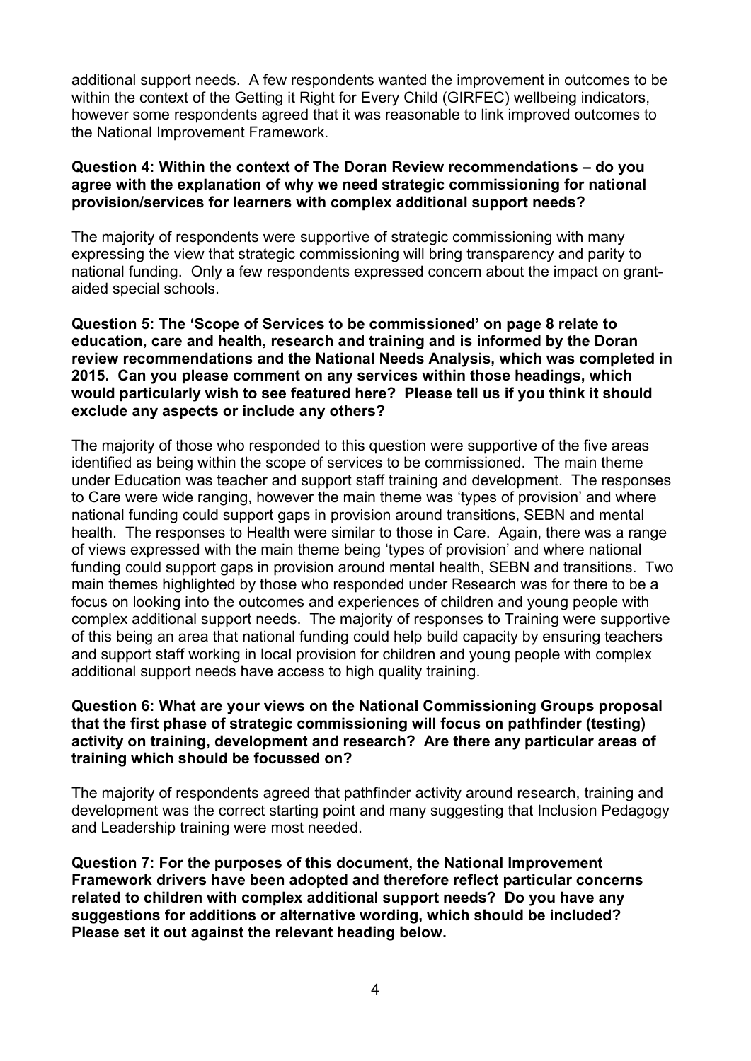additional support needs. A few respondents wanted the improvement in outcomes to be within the context of the Getting it Right for Every Child (GIRFEC) wellbeing indicators, however some respondents agreed that it was reasonable to link improved outcomes to the National Improvement Framework.

**Question 4: Within the context of The Doran Review recommendations – do you agree with the explanation of why we need strategic commissioning for national provision/services for learners with complex additional support needs?**

The majority of respondents were supportive of strategic commissioning with many expressing the view that strategic commissioning will bring transparency and parity to national funding. Only a few respondents expressed concern about the impact on grant-aided special schools.

**Question 5: The 'Scope of Services to be commissioned' on page 8 relate to education, care and health, research and training and is informed by the Doran review recommendations and the National Needs Analysis, which was completed in 2015. Can you please comment on any services within those headings, which would particularly wish to see featured here? Please tell us if you think it should exclude any aspects or include any others?**

The majority of those who responded to this question were supportive of the five areas identified as being within the scope of services to be commissioned. The main theme under Education was teacher and support staff training and development. The responses to Care were wide ranging, however the main theme was 'types of provision' and where national funding could support gaps in provision around transitions, SEBN and mental health. The responses to Health were similar to those in Care. Again, there was a range of views expressed with the main theme being 'types of provision' and where national funding could support gaps in provision around mental health, SEBN and transitions. Two main themes highlighted by those who responded under Research was for there to be a focus on looking into the outcomes and experiences of children and young people with complex additional support needs. The majority of responses to Training were supportive of this being an area that national funding could help build capacity by ensuring teachers and support staff working in local provision for children and young people with complex additional support needs have access to high quality training.

**Question 6: What are your views on the National Commissioning Groups proposal that the first phase of strategic commissioning will focus on pathfinder (testing) activity on training, development and research? Are there any particular areas of training which should be focussed on?**

The majority of respondents agreed that pathfinder activity around research, training and development was the correct starting point and many suggesting that Inclusion Pedagogy and Leadership training were most needed.

**Question 7: For the purposes of this document, the National Improvement Framework drivers have been adopted and therefore reflect particular concerns related to children with complex additional support needs? Do you have any suggestions for additions or alternative wording, which should be included? Please set it out against the relevant heading below.**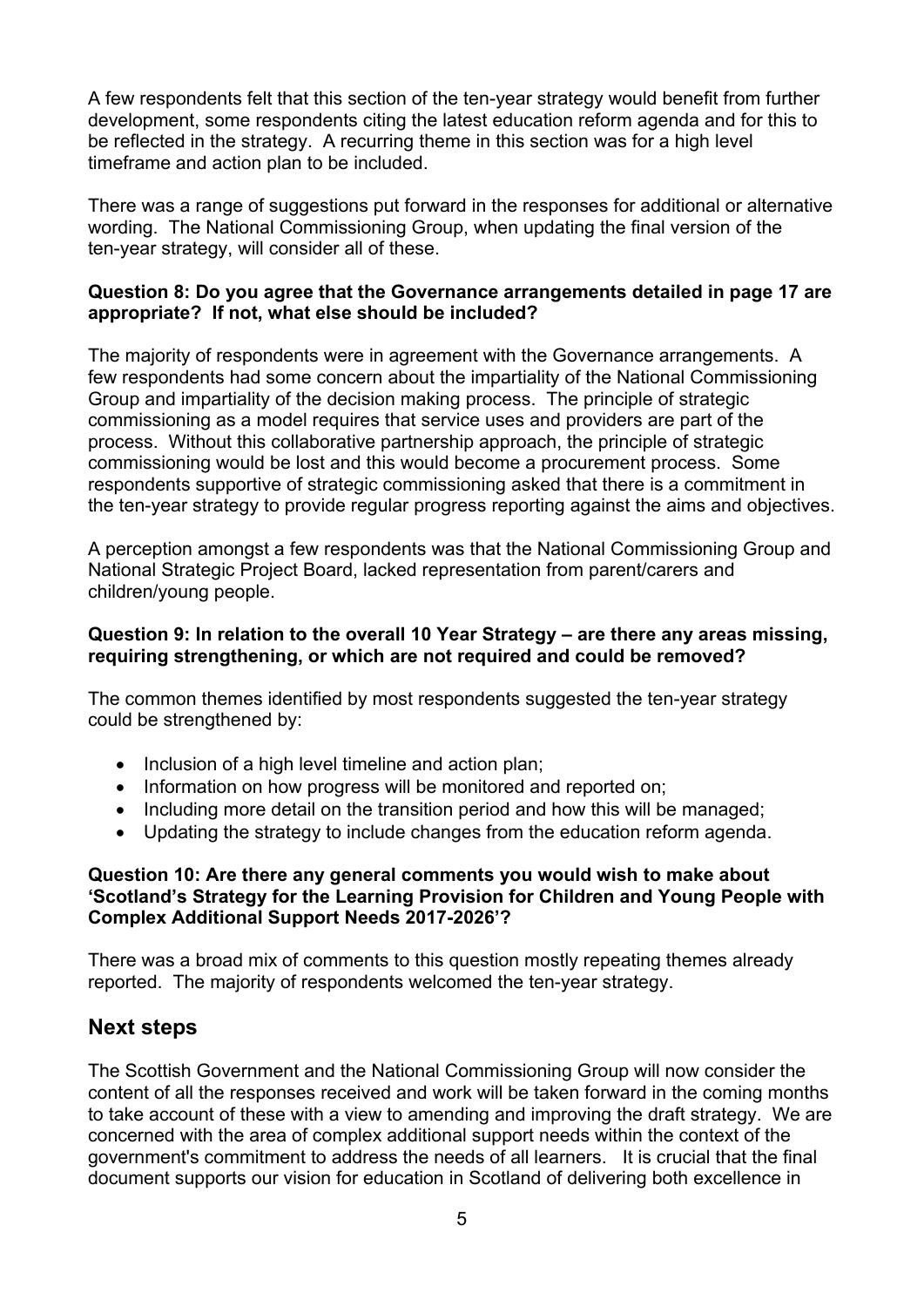A few respondents felt that this section of the ten-year strategy would benefit from further development, some respondents citing the latest education reform agenda and for this to be reflected in the strategy. A recurring theme in this section was for a high level timeframe and action plan to be included.

There was a range of suggestions put forward in the responses for additional or alternative wording. The National Commissioning Group, when updating the final version of the ten-year strategy, will consider all of these.

**Question 8: Do you agree that the Governance arrangements detailed in page 17 are appropriate? If not, what else should be included?**

The majority of respondents were in agreement with the Governance arrangements. A few respondents had some concern about the impartiality of the National Commissioning Group and impartiality of the decision making process. The principle of strategic commissioning as a model requires that service uses and providers are part of the process. Without this collaborative partnership approach, the principle of strategic commissioning would be lost and this would become a procurement process. Some respondents supportive of strategic commissioning asked that there is a commitment in the ten-year strategy to provide regular progress reporting against the aims and objectives.

A perception amongst a few respondents was that the National Commissioning Group and National Strategic Project Board, lacked representation from parent/carers and children/young people.

**Question 9: In relation to the overall 10 Year Strategy – are there any areas missing, requiring strengthening, or which are not required and could be removed?**

The common themes identified by most respondents suggested the ten-year strategy could be strengthened by:

- Inclusion of a high level timeline and action plan;
- Information on how progress will be monitored and reported on;
- Including more detail on the transition period and how this will be managed;
- Updating the strategy to include changes from the education reform agenda.

**Question 10: Are there any general comments you would wish to make about 'Scotland's Strategy for the Learning Provision for Children and Young People with Complex Additional Support Needs 2017-2026'?**

There was a broad mix of comments to this question mostly repeating themes already reported. The majority of respondents welcomed the ten-year strategy.

## Next steps

The Scottish Government and the National Commissioning Group will now consider the content of all the responses received and work will be taken forward in the coming months to take account of these with a view to amending and improving the draft strategy. We are concerned with the area of complex additional support needs within the context of the government's commitment to address the needs of all learners. It is crucial that the final document supports our vision for education in Scotland of delivering both excellence in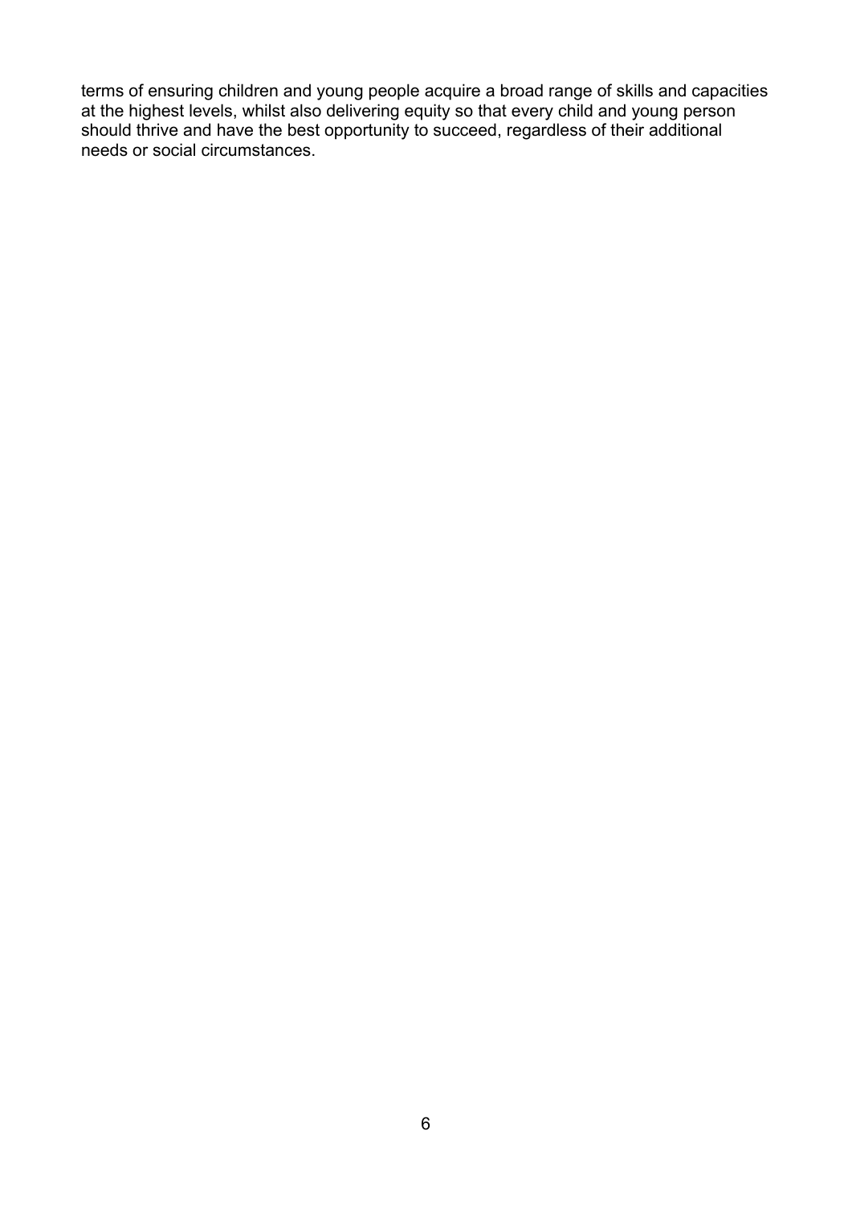terms of ensuring children and young people acquire a broad range of skills and capacities at the highest levels, whilst also delivering equity so that every child and young person should thrive and have the best opportunity to succeed, regardless of their additional needs or social circumstances.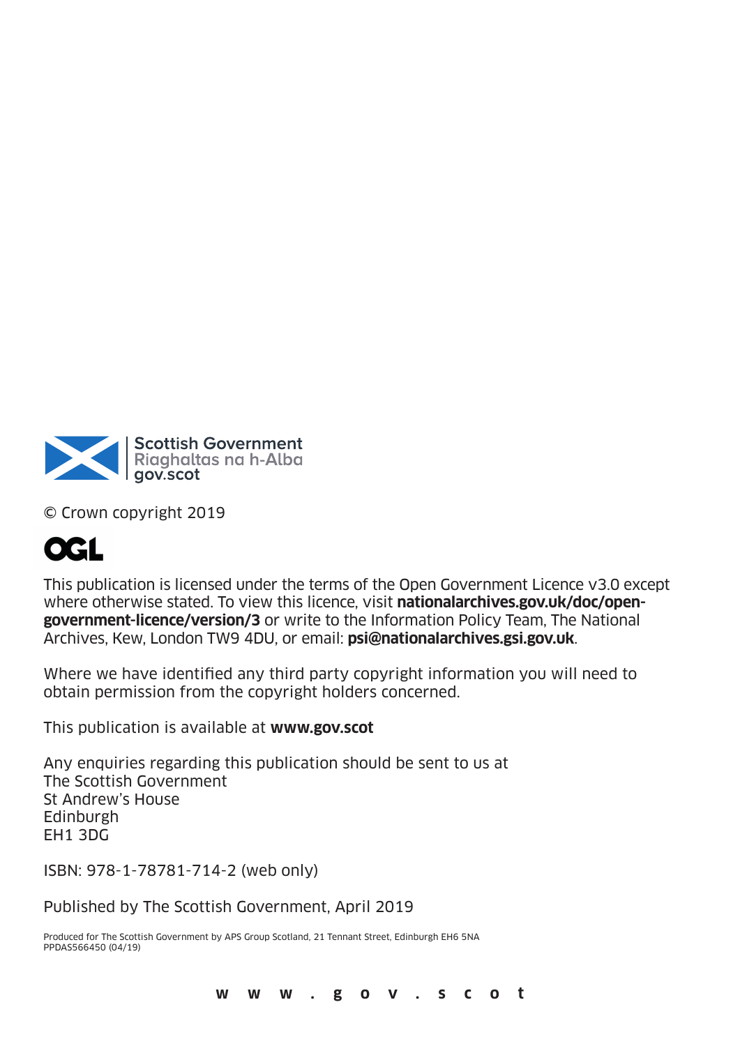Scottish Government
Riaghaltas na h-Alba
gov.scot

© Crown copyright 2019

OGL

This publication is licensed under the terms of the Open Government Licence v3.0 except where otherwise stated. To view this licence, visit **nationalarchives.gov.uk/doc/open-government-licence/version/3** or write to the Information Policy Team, The National Archives, Kew, London TW9 4DU, or email: **psi@nationalarchives.gsi.gov.uk**.

Where we have identified any third party copyright information you will need to obtain permission from the copyright holders concerned.

This publication is available at **www.gov.scot**

Any enquiries regarding this publication should be sent to us at
The Scottish Government
St Andrew's House
Edinburgh
EH1 3DG

ISBN: 978-1-78781-714-2 (web only)

Published by The Scottish Government, April 2019

Produced for The Scottish Government by APS Group Scotland, 21 Tennant Street, Edinburgh EH6 5NA
PPDAS566450 (04/19)

**w w w . g o v . s c o t**